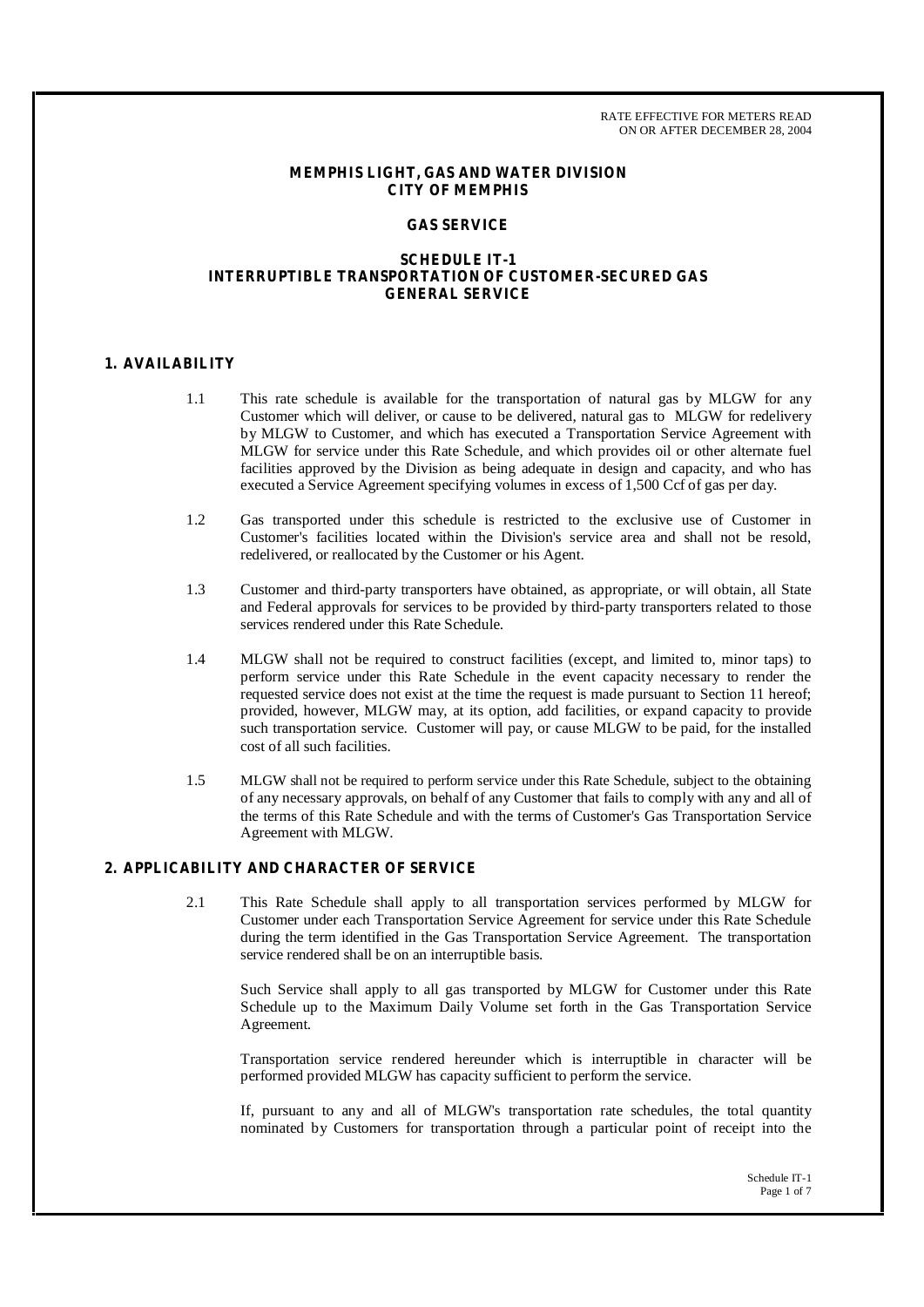RATE EFFECTIVE FOR METERS READ
ON OR AFTER DECEMBER 28, 2004

# MEMPHIS LIGHT, GAS AND WATER DIVISION
# CITY OF MEMPHIS

## GAS SERVICE

## SCHEDULE IT-1
## INTERRUPTIBLE TRANSPORTATION OF CUSTOMER-SECURED GAS
## GENERAL SERVICE

### 1. AVAILABILITY

1.1 This rate schedule is available for the transportation of natural gas by MLGW for any Customer which will deliver, or cause to be delivered, natural gas to MLGW for redelivery by MLGW to Customer, and which has executed a Transportation Service Agreement with MLGW for service under this Rate Schedule, and which provides oil or other alternate fuel facilities approved by the Division as being adequate in design and capacity, and who has executed a Service Agreement specifying volumes in excess of 1,500 Ccf of gas per day.

1.2 Gas transported under this schedule is restricted to the exclusive use of Customer in Customer's facilities located within the Division's service area and shall not be resold, redelivered, or reallocated by the Customer or his Agent.

1.3 Customer and third-party transporters have obtained, as appropriate, or will obtain, all State and Federal approvals for services to be provided by third-party transporters related to those services rendered under this Rate Schedule.

1.4 MLGW shall not be required to construct facilities (except, and limited to, minor taps) to perform service under this Rate Schedule in the event capacity necessary to render the requested service does not exist at the time the request is made pursuant to Section 11 hereof; provided, however, MLGW may, at its option, add facilities, or expand capacity to provide such transportation service. Customer will pay, or cause MLGW to be paid, for the installed cost of all such facilities.

1.5 MLGW shall not be required to perform service under this Rate Schedule, subject to the obtaining of any necessary approvals, on behalf of any Customer that fails to comply with any and all of the terms of this Rate Schedule and with the terms of Customer's Gas Transportation Service Agreement with MLGW.

### 2. APPLICABILITY AND CHARACTER OF SERVICE

2.1 This Rate Schedule shall apply to all transportation services performed by MLGW for Customer under each Transportation Service Agreement for service under this Rate Schedule during the term identified in the Gas Transportation Service Agreement. The transportation service rendered shall be on an interruptible basis.

Such Service shall apply to all gas transported by MLGW for Customer under this Rate Schedule up to the Maximum Daily Volume set forth in the Gas Transportation Service Agreement.

Transportation service rendered hereunder which is interruptible in character will be performed provided MLGW has capacity sufficient to perform the service.

If, pursuant to any and all of MLGW's transportation rate schedules, the total quantity nominated by Customers for transportation through a particular point of receipt into the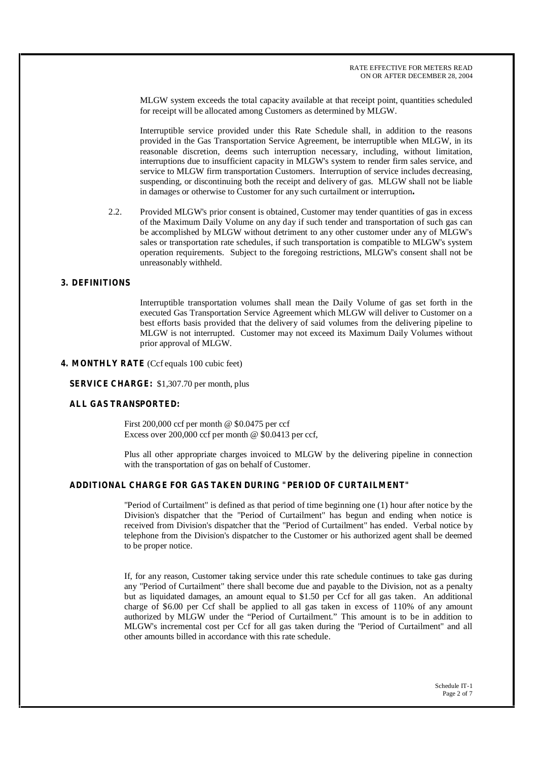MLGW system exceeds the total capacity available at that receipt point, quantities scheduled for receipt will be allocated among Customers as determined by MLGW.

Interruptible service provided under this Rate Schedule shall, in addition to the reasons provided in the Gas Transportation Service Agreement, be interruptible when MLGW, in its reasonable discretion, deems such interruption necessary, including, without limitation, interruptions due to insufficient capacity in MLGW's system to render firm sales service, and service to MLGW firm transportation Customers. Interruption of service includes decreasing, suspending, or discontinuing both the receipt and delivery of gas. MLGW shall not be liable in damages or otherwise to Customer for any such curtailment or interruption**.**

2.2. Provided MLGW's prior consent is obtained, Customer may tender quantities of gas in excess of the Maximum Daily Volume on any day if such tender and transportation of such gas can be accomplished by MLGW without detriment to any other customer under any of MLGW's sales or transportation rate schedules, if such transportation is compatible to MLGW's system operation requirements. Subject to the foregoing restrictions, MLGW's consent shall not be unreasonably withheld.

## 3. DEFINITIONS

Interruptible transportation volumes shall mean the Daily Volume of gas set forth in the executed Gas Transportation Service Agreement which MLGW will deliver to Customer on a best efforts basis provided that the delivery of said volumes from the delivering pipeline to MLGW is not interrupted. Customer may not exceed its Maximum Daily Volumes without prior approval of MLGW.

## 4. MONTHLY RATE (Ccf equals 100 cubic feet)

**SERVICE CHARGE:** $1,307.70 per month, plus

**ALL GAS TRANSPORTED:**

First 200,000 ccf per month @ $0.0475 per ccf
Excess over 200,000 ccf per month @ $0.0413 per ccf,

Plus all other appropriate charges invoiced to MLGW by the delivering pipeline in connection with the transportation of gas on behalf of Customer.

**ADDITIONAL CHARGE FOR GAS TAKEN DURING "PERIOD OF CURTAILMENT"**

"Period of Curtailment" is defined as that period of time beginning one (1) hour after notice by the Division's dispatcher that the "Period of Curtailment" has begun and ending when notice is received from Division's dispatcher that the "Period of Curtailment" has ended. Verbal notice by telephone from the Division's dispatcher to the Customer or his authorized agent shall be deemed to be proper notice.

If, for any reason, Customer taking service under this rate schedule continues to take gas during any "Period of Curtailment" there shall become due and payable to the Division, not as a penalty but as liquidated damages, an amount equal to $1.50 per Ccf for all gas taken. An additional charge of $6.00 per Ccf shall be applied to all gas taken in excess of 110% of any amount authorized by MLGW under the "Period of Curtailment." This amount is to be in addition to MLGW's incremental cost per Ccf for all gas taken during the "Period of Curtailment" and all other amounts billed in accordance with this rate schedule.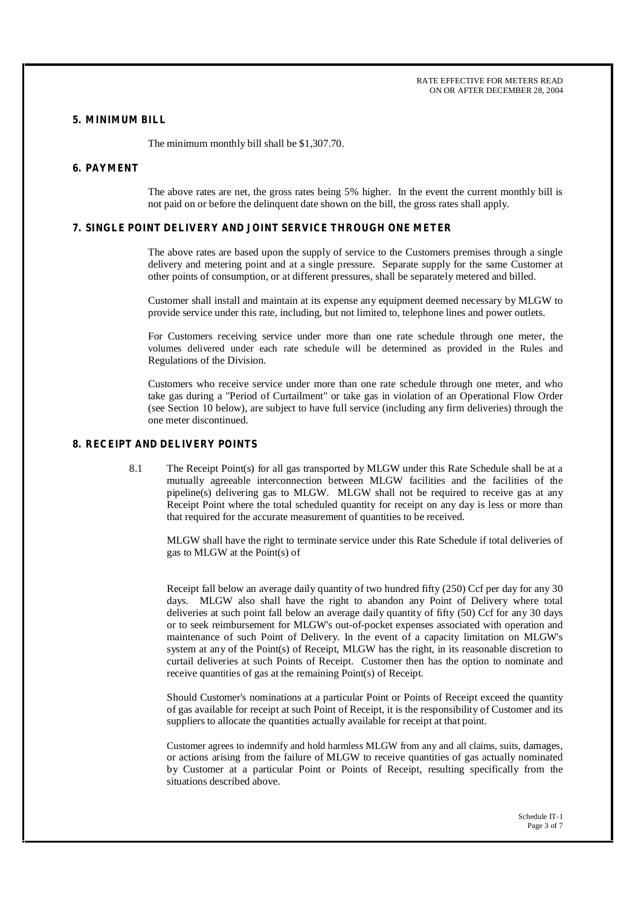RATE EFFECTIVE FOR METERS READ ON OR AFTER DECEMBER 28, 2004

## 5. MINIMUM BILL

The minimum monthly bill shall be $1,307.70.

## 6. PAYMENT

The above rates are net, the gross rates being 5% higher. In the event the current monthly bill is not paid on or before the delinquent date shown on the bill, the gross rates shall apply.

## 7. SINGLE POINT DELIVERY AND JOINT SERVICE THROUGH ONE METER

The above rates are based upon the supply of service to the Customers premises through a single delivery and metering point and at a single pressure. Separate supply for the same Customer at other points of consumption, or at different pressures, shall be separately metered and billed.

Customer shall install and maintain at its expense any equipment deemed necessary by MLGW to provide service under this rate, including, but not limited to, telephone lines and power outlets.

For Customers receiving service under more than one rate schedule through one meter, the volumes delivered under each rate schedule will be determined as provided in the Rules and Regulations of the Division.

Customers who receive service under more than one rate schedule through one meter, and who take gas during a "Period of Curtailment" or take gas in violation of an Operational Flow Order (see Section 10 below), are subject to have full service (including any firm deliveries) through the one meter discontinued.

## 8. RECEIPT AND DELIVERY POINTS

8.1 The Receipt Point(s) for all gas transported by MLGW under this Rate Schedule shall be at a mutually agreeable interconnection between MLGW facilities and the facilities of the pipeline(s) delivering gas to MLGW. MLGW shall not be required to receive gas at any Receipt Point where the total scheduled quantity for receipt on any day is less or more than that required for the accurate measurement of quantities to be received.

MLGW shall have the right to terminate service under this Rate Schedule if total deliveries of gas to MLGW at the Point(s) of

Receipt fall below an average daily quantity of two hundred fifty (250) Ccf per day for any 30 days. MLGW also shall have the right to abandon any Point of Delivery where total deliveries at such point fall below an average daily quantity of fifty (50) Ccf for any 30 days or to seek reimbursement for MLGW's out-of-pocket expenses associated with operation and maintenance of such Point of Delivery. In the event of a capacity limitation on MLGW's system at any of the Point(s) of Receipt, MLGW has the right, in its reasonable discretion to curtail deliveries at such Points of Receipt. Customer then has the option to nominate and receive quantities of gas at the remaining Point(s) of Receipt.

Should Customer's nominations at a particular Point or Points of Receipt exceed the quantity of gas available for receipt at such Point of Receipt, it is the responsibility of Customer and its suppliers to allocate the quantities actually available for receipt at that point.

Customer agrees to indemnify and hold harmless MLGW from any and all claims, suits, damages, or actions arising from the failure of MLGW to receive quantities of gas actually nominated by Customer at a particular Point or Points of Receipt, resulting specifically from the situations described above.

Schedule IT-1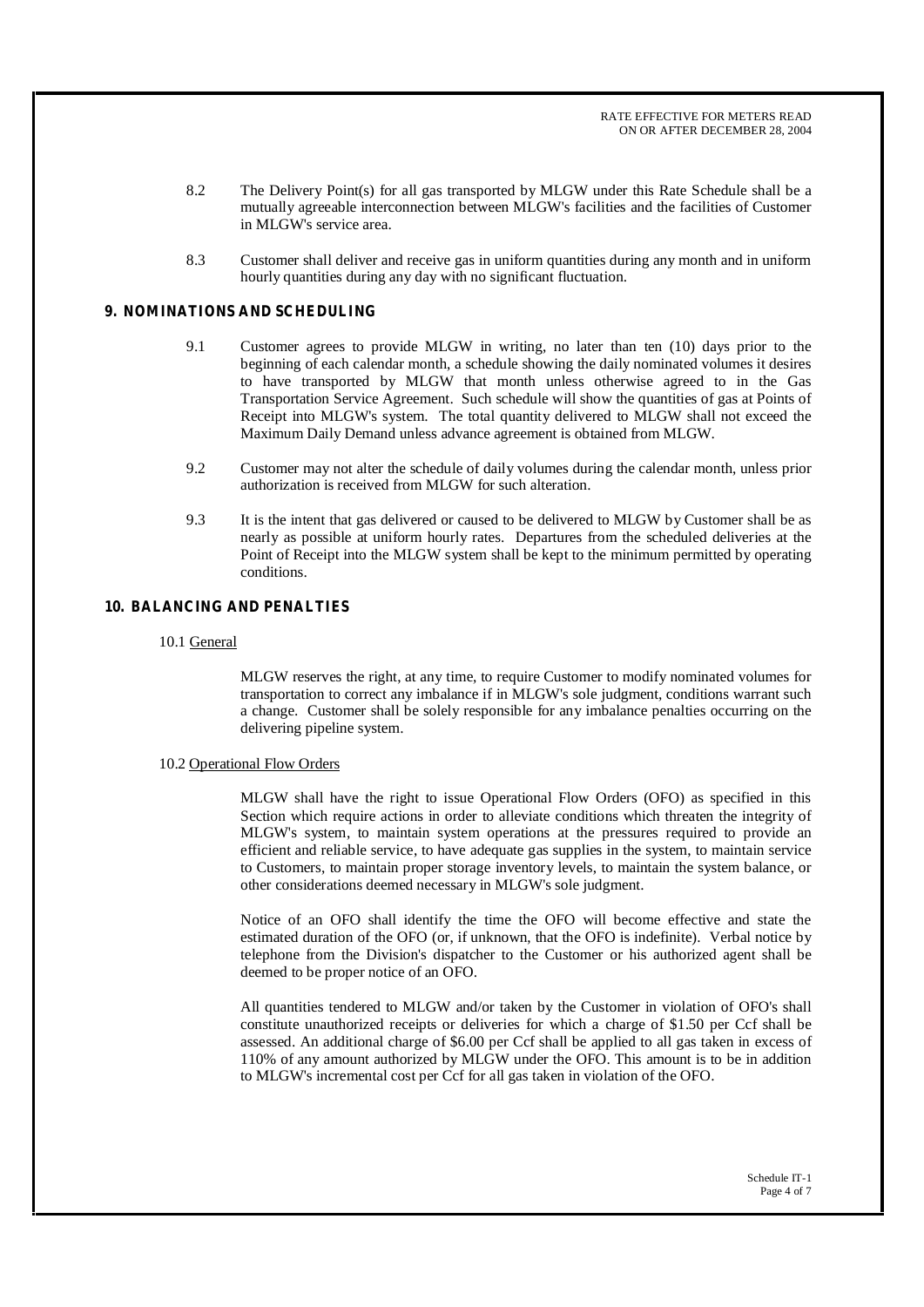8.2 The Delivery Point(s) for all gas transported by MLGW under this Rate Schedule shall be a mutually agreeable interconnection between MLGW's facilities and the facilities of Customer in MLGW's service area.

8.3 Customer shall deliver and receive gas in uniform quantities during any month and in uniform hourly quantities during any day with no significant fluctuation.

## 9. NOMINATIONS AND SCHEDULING

9.1 Customer agrees to provide MLGW in writing, no later than ten (10) days prior to the beginning of each calendar month, a schedule showing the daily nominated volumes it desires to have transported by MLGW that month unless otherwise agreed to in the Gas Transportation Service Agreement. Such schedule will show the quantities of gas at Points of Receipt into MLGW's system. The total quantity delivered to MLGW shall not exceed the Maximum Daily Demand unless advance agreement is obtained from MLGW.

9.2 Customer may not alter the schedule of daily volumes during the calendar month, unless prior authorization is received from MLGW for such alteration.

9.3 It is the intent that gas delivered or caused to be delivered to MLGW by Customer shall be as nearly as possible at uniform hourly rates. Departures from the scheduled deliveries at the Point of Receipt into the MLGW system shall be kept to the minimum permitted by operating conditions.

## 10. BALANCING AND PENALTIES

### 10.1 General

MLGW reserves the right, at any time, to require Customer to modify nominated volumes for transportation to correct any imbalance if in MLGW's sole judgment, conditions warrant such a change. Customer shall be solely responsible for any imbalance penalties occurring on the delivering pipeline system.

### 10.2 Operational Flow Orders

MLGW shall have the right to issue Operational Flow Orders (OFO) as specified in this Section which require actions in order to alleviate conditions which threaten the integrity of MLGW's system, to maintain system operations at the pressures required to provide an efficient and reliable service, to have adequate gas supplies in the system, to maintain service to Customers, to maintain proper storage inventory levels, to maintain the system balance, or other considerations deemed necessary in MLGW's sole judgment.

Notice of an OFO shall identify the time the OFO will become effective and state the estimated duration of the OFO (or, if unknown, that the OFO is indefinite). Verbal notice by telephone from the Division's dispatcher to the Customer or his authorized agent shall be deemed to be proper notice of an OFO.

All quantities tendered to MLGW and/or taken by the Customer in violation of OFO's shall constitute unauthorized receipts or deliveries for which a charge of $1.50 per Ccf shall be assessed. An additional charge of $6.00 per Ccf shall be applied to all gas taken in excess of 110% of any amount authorized by MLGW under the OFO. This amount is to be in addition to MLGW's incremental cost per Ccf for all gas taken in violation of the OFO.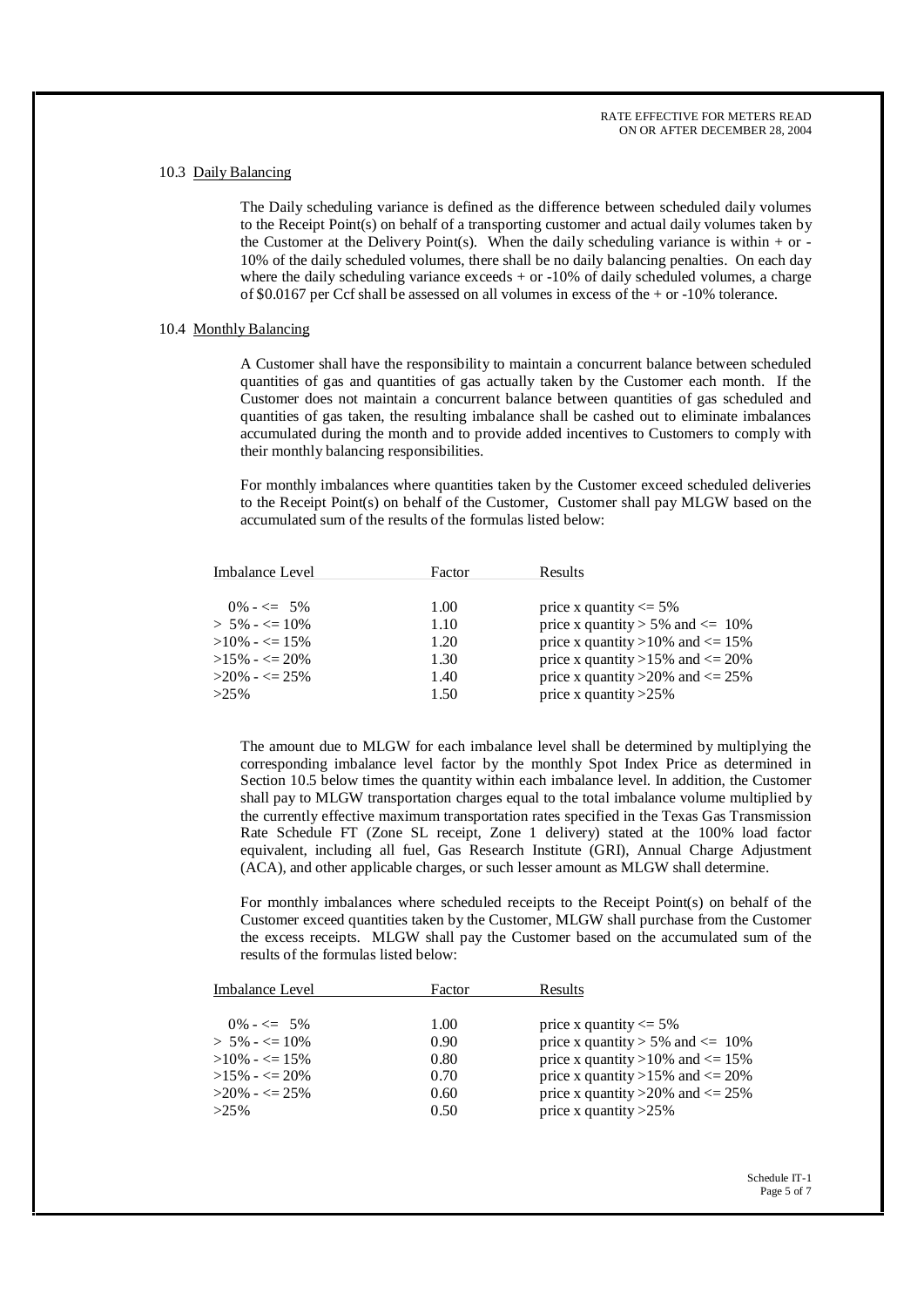RATE EFFECTIVE FOR METERS READ ON OR AFTER DECEMBER 28, 2004

### 10.3 Daily Balancing

The Daily scheduling variance is defined as the difference between scheduled daily volumes to the Receipt Point(s) on behalf of a transporting customer and actual daily volumes taken by the Customer at the Delivery Point(s). When the daily scheduling variance is within + or - 10% of the daily scheduled volumes, there shall be no daily balancing penalties. On each day where the daily scheduling variance exceeds + or -10% of daily scheduled volumes, a charge of $0.0167 per Ccf shall be assessed on all volumes in excess of the + or -10% tolerance.

### 10.4 Monthly Balancing

A Customer shall have the responsibility to maintain a concurrent balance between scheduled quantities of gas and quantities of gas actually taken by the Customer each month. If the Customer does not maintain a concurrent balance between quantities of gas scheduled and quantities of gas taken, the resulting imbalance shall be cashed out to eliminate imbalances accumulated during the month and to provide added incentives to Customers to comply with their monthly balancing responsibilities.

For monthly imbalances where quantities taken by the Customer exceed scheduled deliveries to the Receipt Point(s) on behalf of the Customer, Customer shall pay MLGW based on the accumulated sum of the results of the formulas listed below:

| Imbalance Level | Factor | Results |
|---|---|---|
| 0% - <= 5% | 1.00 | price x quantity <= 5% |
| > 5% - <= 10% | 1.10 | price x quantity > 5% and <= 10% |
| >10% - <= 15% | 1.20 | price x quantity >10% and <= 15% |
| >15% - <= 20% | 1.30 | price x quantity >15% and <= 20% |
| >20% - <= 25% | 1.40 | price x quantity >20% and <= 25% |
| >25% | 1.50 | price x quantity >25% |

The amount due to MLGW for each imbalance level shall be determined by multiplying the corresponding imbalance level factor by the monthly Spot Index Price as determined in Section 10.5 below times the quantity within each imbalance level. In addition, the Customer shall pay to MLGW transportation charges equal to the total imbalance volume multiplied by the currently effective maximum transportation rates specified in the Texas Gas Transmission Rate Schedule FT (Zone SL receipt, Zone 1 delivery) stated at the 100% load factor equivalent, including all fuel, Gas Research Institute (GRI), Annual Charge Adjustment (ACA), and other applicable charges, or such lesser amount as MLGW shall determine.

For monthly imbalances where scheduled receipts to the Receipt Point(s) on behalf of the Customer exceed quantities taken by the Customer, MLGW shall purchase from the Customer the excess receipts. MLGW shall pay the Customer based on the accumulated sum of the results of the formulas listed below:

| Imbalance Level | Factor | Results |
|---|---|---|
| 0% - <= 5% | 1.00 | price x quantity <= 5% |
| > 5% - <= 10% | 0.90 | price x quantity > 5% and <= 10% |
| >10% - <= 15% | 0.80 | price x quantity >10% and <= 15% |
| >15% - <= 20% | 0.70 | price x quantity >15% and <= 20% |
| >20% - <= 25% | 0.60 | price x quantity >20% and <= 25% |
| >25% | 0.50 | price x quantity >25% |

Schedule IT-1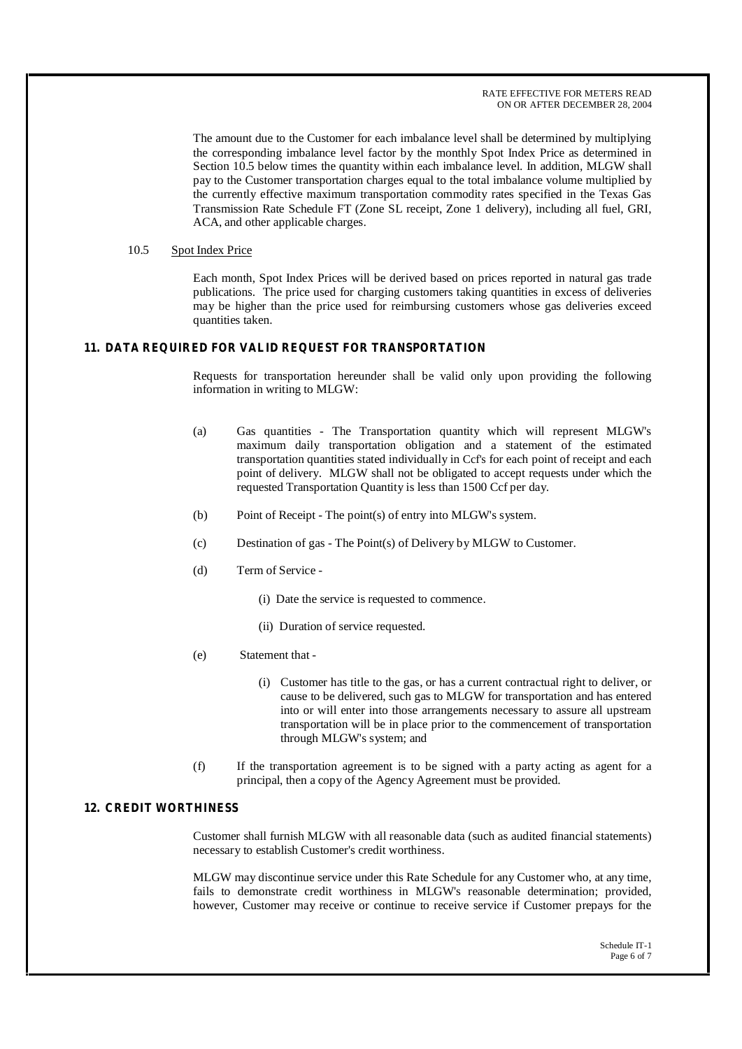The amount due to the Customer for each imbalance level shall be determined by multiplying the corresponding imbalance level factor by the monthly Spot Index Price as determined in Section 10.5 below times the quantity within each imbalance level. In addition, MLGW shall pay to the Customer transportation charges equal to the total imbalance volume multiplied by the currently effective maximum transportation commodity rates specified in the Texas Gas Transmission Rate Schedule FT (Zone SL receipt, Zone 1 delivery), including all fuel, GRI, ACA, and other applicable charges.

10.5 Spot Index Price

Each month, Spot Index Prices will be derived based on prices reported in natural gas trade publications. The price used for charging customers taking quantities in excess of deliveries may be higher than the price used for reimbursing customers whose gas deliveries exceed quantities taken.

## 11. DATA REQUIRED FOR VALID REQUEST FOR TRANSPORTATION

Requests for transportation hereunder shall be valid only upon providing the following information in writing to MLGW:

(a) Gas quantities - The Transportation quantity which will represent MLGW's maximum daily transportation obligation and a statement of the estimated transportation quantities stated individually in Ccf's for each point of receipt and each point of delivery. MLGW shall not be obligated to accept requests under which the requested Transportation Quantity is less than 1500 Ccf per day.

(b) Point of Receipt - The point(s) of entry into MLGW's system.

(c) Destination of gas - The Point(s) of Delivery by MLGW to Customer.

(d) Term of Service -

(i) Date the service is requested to commence.

(ii) Duration of service requested.

(e) Statement that -

(i) Customer has title to the gas, or has a current contractual right to deliver, or cause to be delivered, such gas to MLGW for transportation and has entered into or will enter into those arrangements necessary to assure all upstream transportation will be in place prior to the commencement of transportation through MLGW's system; and

(f) If the transportation agreement is to be signed with a party acting as agent for a principal, then a copy of the Agency Agreement must be provided.

## 12. CREDIT WORTHINESS

Customer shall furnish MLGW with all reasonable data (such as audited financial statements) necessary to establish Customer's credit worthiness.

MLGW may discontinue service under this Rate Schedule for any Customer who, at any time, fails to demonstrate credit worthiness in MLGW's reasonable determination; provided, however, Customer may receive or continue to receive service if Customer prepays for the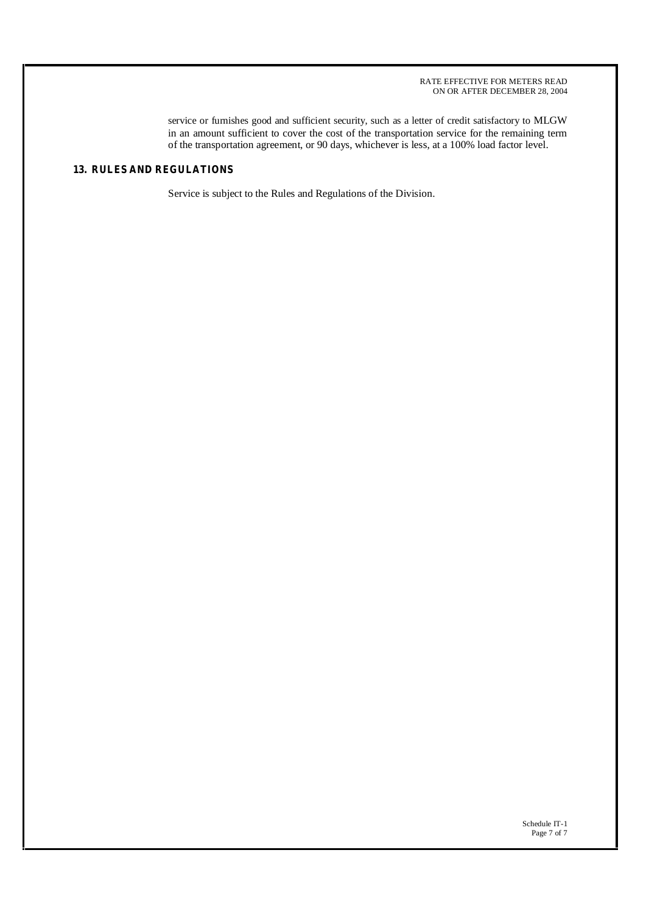service or furnishes good and sufficient security, such as a letter of credit satisfactory to MLGW in an amount sufficient to cover the cost of the transportation service for the remaining term of the transportation agreement, or 90 days, whichever is less, at a 100% load factor level.

## 13. RULES AND REGULATIONS

Service is subject to the Rules and Regulations of the Division.